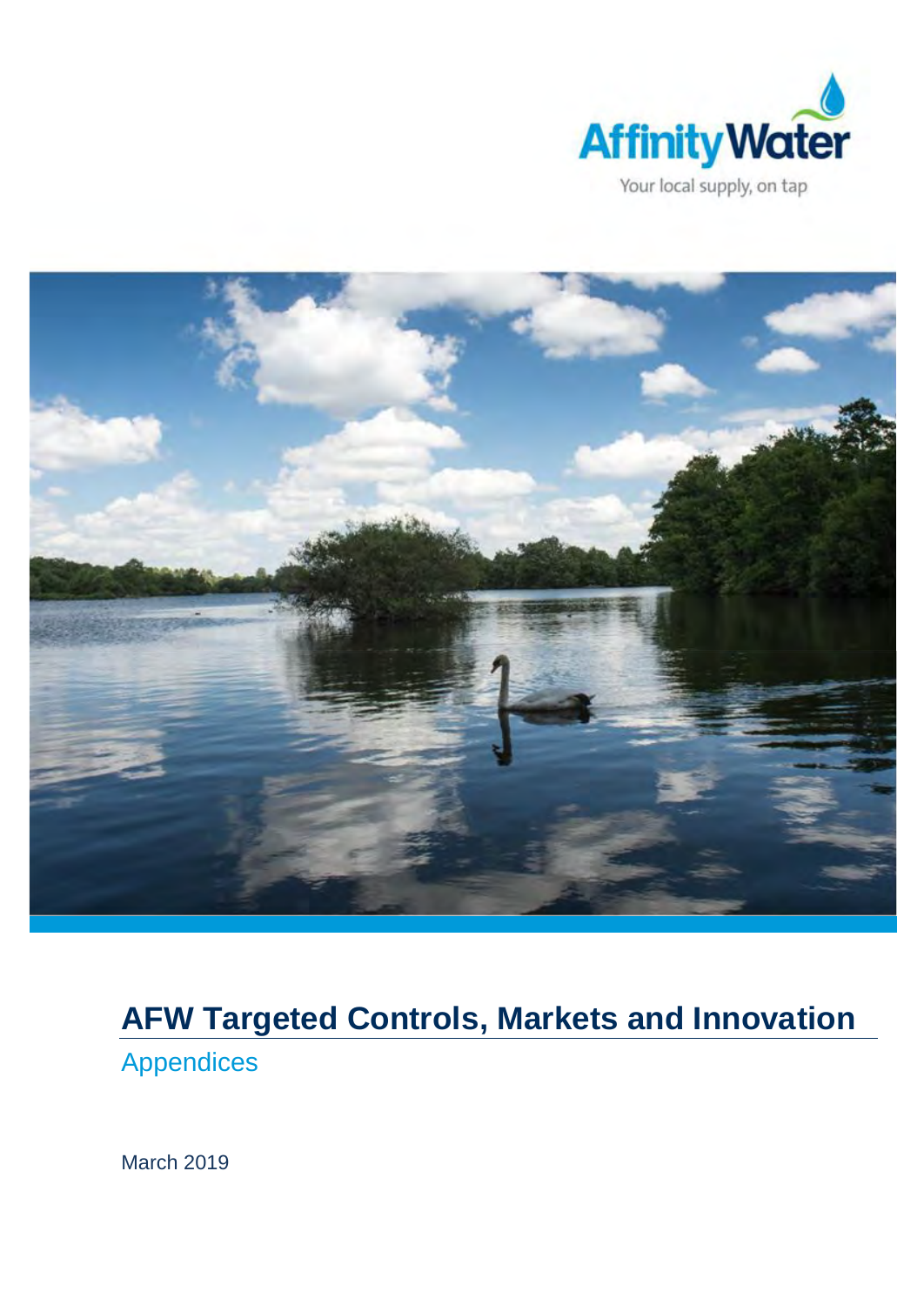Affinity Water

Your local supply, on tap

# AFW Targeted Controls, Markets and Innovation

## Appendices

March 2019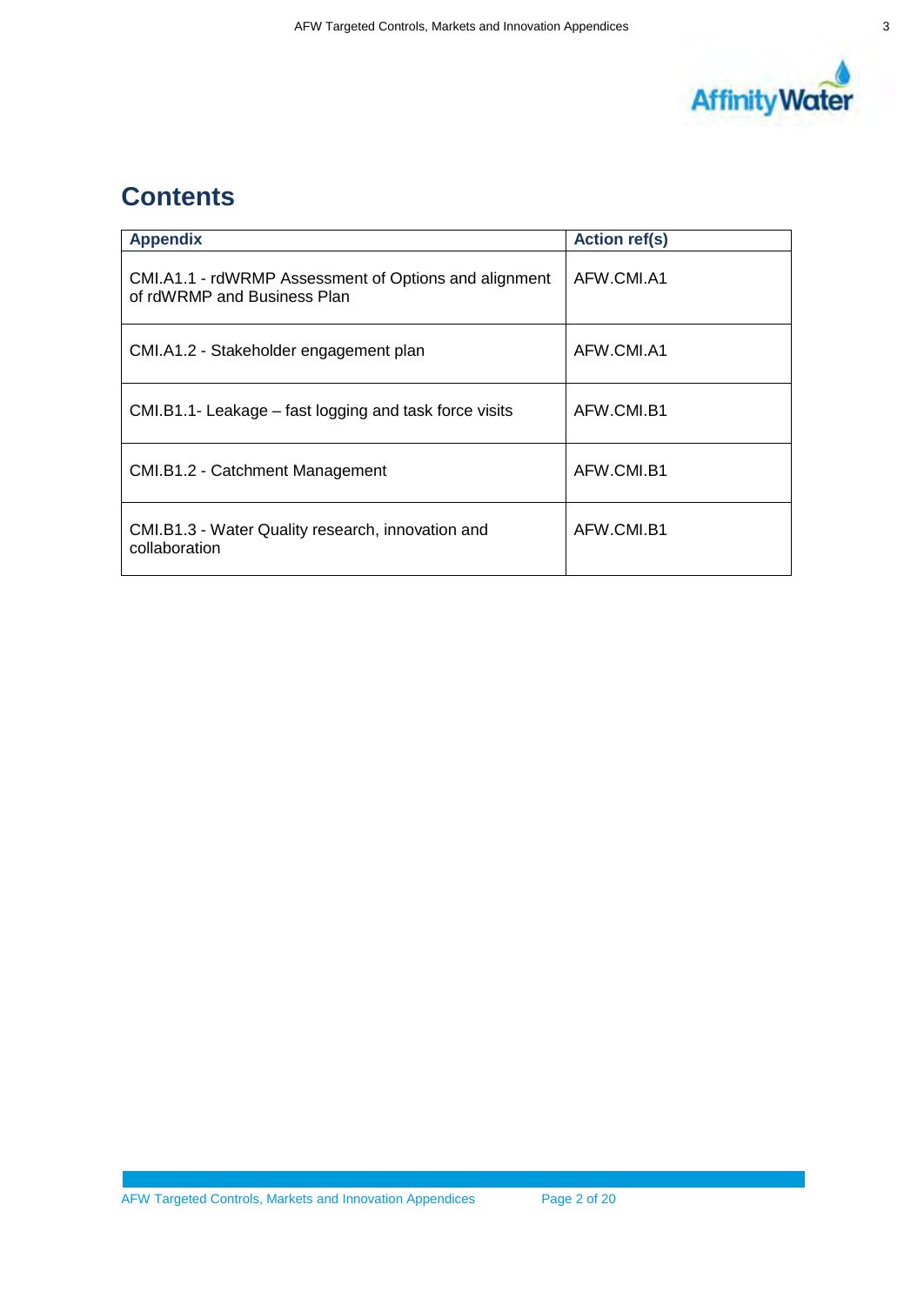# Contents

| Appendix | Action ref(s) |
| --- | --- |
| CMI.A1.1 - rdWRMP Assessment of Options and alignment of rdWRMP and Business Plan | AFW.CMI.A1 |
| CMI.A1.2 - Stakeholder engagement plan | AFW.CMI.A1 |
| CMI.B1.1- Leakage – fast logging and task force visits | AFW.CMI.B1 |
| CMI.B1.2 - Catchment Management | AFW.CMI.B1 |
| CMI.B1.3 - Water Quality research, innovation and collaboration | AFW.CMI.B1 |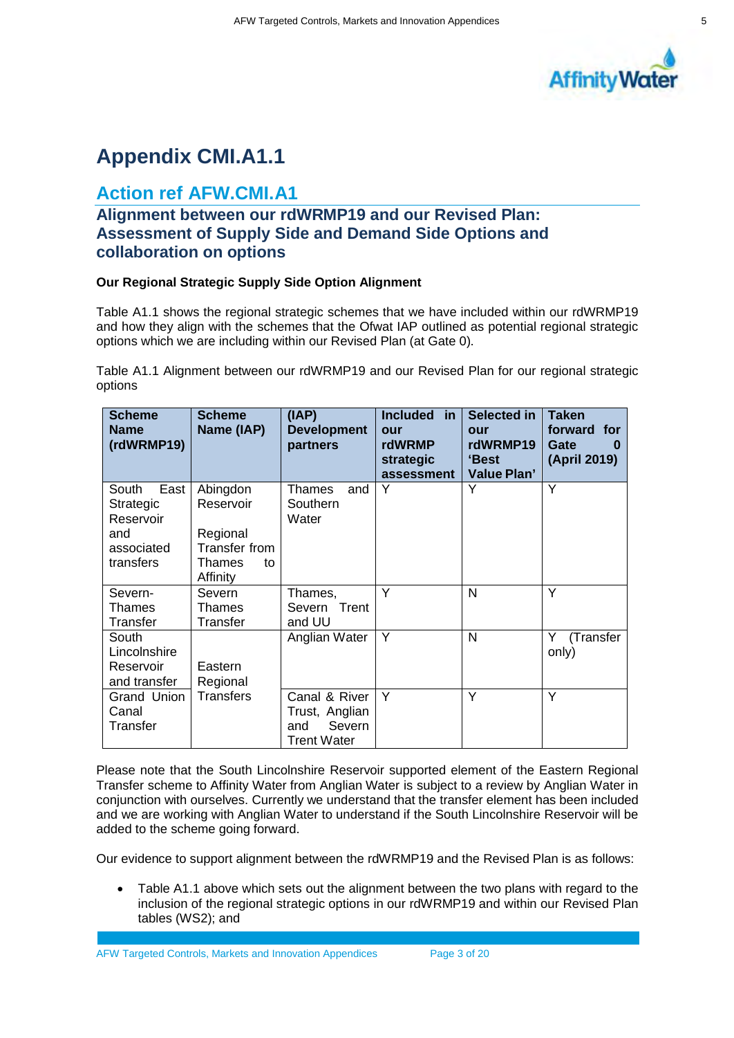# Appendix CMI.A1.1

## Action ref AFW.CMI.A1

### Alignment between our rdWRMP19 and our Revised Plan: Assessment of Supply Side and Demand Side Options and collaboration on options

**Our Regional Strategic Supply Side Option Alignment**

Table A1.1 shows the regional strategic schemes that we have included within our rdWRMP19 and how they align with the schemes that the Ofwat IAP outlined as potential regional strategic options which we are including within our Revised Plan (at Gate 0).

Table A1.1 Alignment between our rdWRMP19 and our Revised Plan for our regional strategic options

| Scheme Name (rdWRMP19) | Scheme Name (IAP) | (IAP) Development partners | Included in our rdWRMP strategic assessment | Selected in our rdWRMP19 'Best Value Plan' | Taken forward for Gate 0 (April 2019) |
|---|---|---|---|---|---|
| South East Strategic Reservoir and associated transfers | Abingdon Reservoir<br><br>Regional Transfer from Thames to Affinity | Thames and Southern Water | Y | Y | Y |
| Severn-Thames Transfer | Severn Thames Transfer | Thames, Severn Trent and UU | Y | N | Y |
| South Lincolnshire Reservoir and transfer | Eastern Regional Transfers | Anglian Water | Y | N | Y (Transfer only) |
| Grand Union Canal Transfer | | Canal & River Trust, Anglian and Severn Trent Water | Y | Y | Y |

Please note that the South Lincolnshire Reservoir supported element of the Eastern Regional Transfer scheme to Affinity Water from Anglian Water is subject to a review by Anglian Water in conjunction with ourselves. Currently we understand that the transfer element has been included and we are working with Anglian Water to understand if the South Lincolnshire Reservoir will be added to the scheme going forward.

Our evidence to support alignment between the rdWRMP19 and the Revised Plan is as follows:

- Table A1.1 above which sets out the alignment between the two plans with regard to the inclusion of the regional strategic options in our rdWRMP19 and within our Revised Plan tables (WS2); and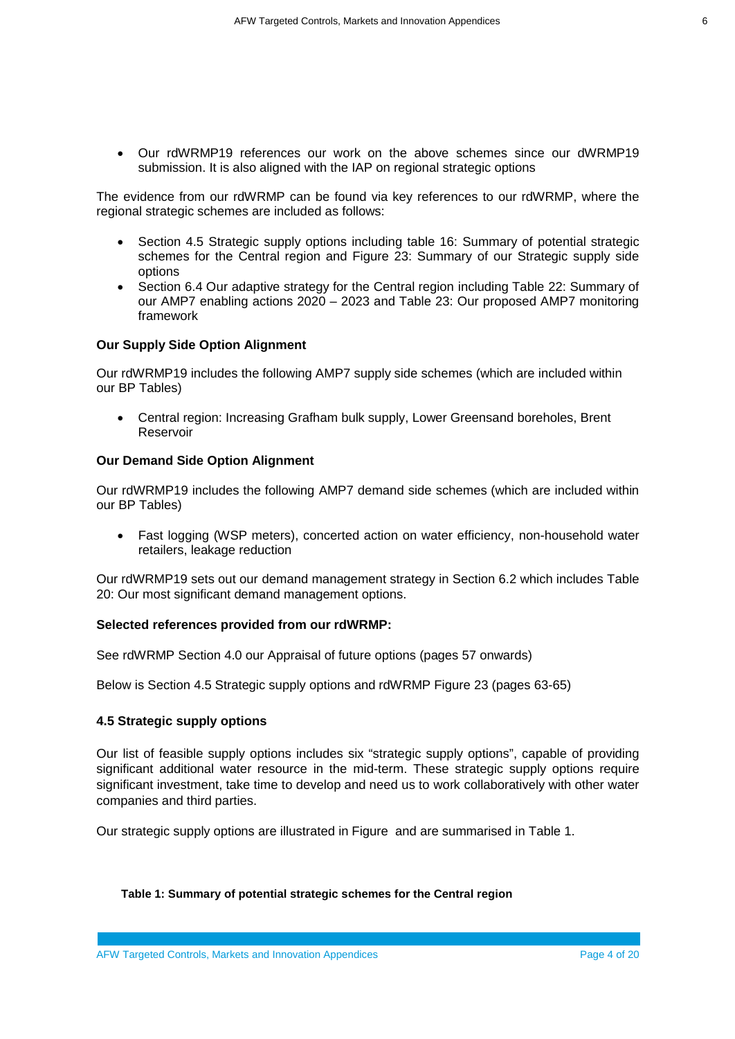- Our rdWRMP19 references our work on the above schemes since our dWRMP19 submission. It is also aligned with the IAP on regional strategic options

The evidence from our rdWRMP can be found via key references to our rdWRMP, where the regional strategic schemes are included as follows:

- Section 4.5 Strategic supply options including table 16: Summary of potential strategic schemes for the Central region and Figure 23: Summary of our Strategic supply side options
- Section 6.4 Our adaptive strategy for the Central region including Table 22: Summary of our AMP7 enabling actions 2020 – 2023 and Table 23: Our proposed AMP7 monitoring framework

**Our Supply Side Option Alignment**

Our rdWRMP19 includes the following AMP7 supply side schemes (which are included within our BP Tables)

- Central region: Increasing Grafham bulk supply, Lower Greensand boreholes, Brent Reservoir

**Our Demand Side Option Alignment**

Our rdWRMP19 includes the following AMP7 demand side schemes (which are included within our BP Tables)

- Fast logging (WSP meters), concerted action on water efficiency, non-household water retailers, leakage reduction

Our rdWRMP19 sets out our demand management strategy in Section 6.2 which includes Table 20: Our most significant demand management options.

**Selected references provided from our rdWRMP:**

See rdWRMP Section 4.0 our Appraisal of future options (pages 57 onwards)

Below is Section 4.5 Strategic supply options and rdWRMP Figure 23 (pages 63-65)

**4.5 Strategic supply options**

Our list of feasible supply options includes six “strategic supply options”, capable of providing significant additional water resource in the mid-term. These strategic supply options require significant investment, take time to develop and need us to work collaboratively with other water companies and third parties.

Our strategic supply options are illustrated in Figure  and are summarised in Table 1.

**Table 1: Summary of potential strategic schemes for the Central region**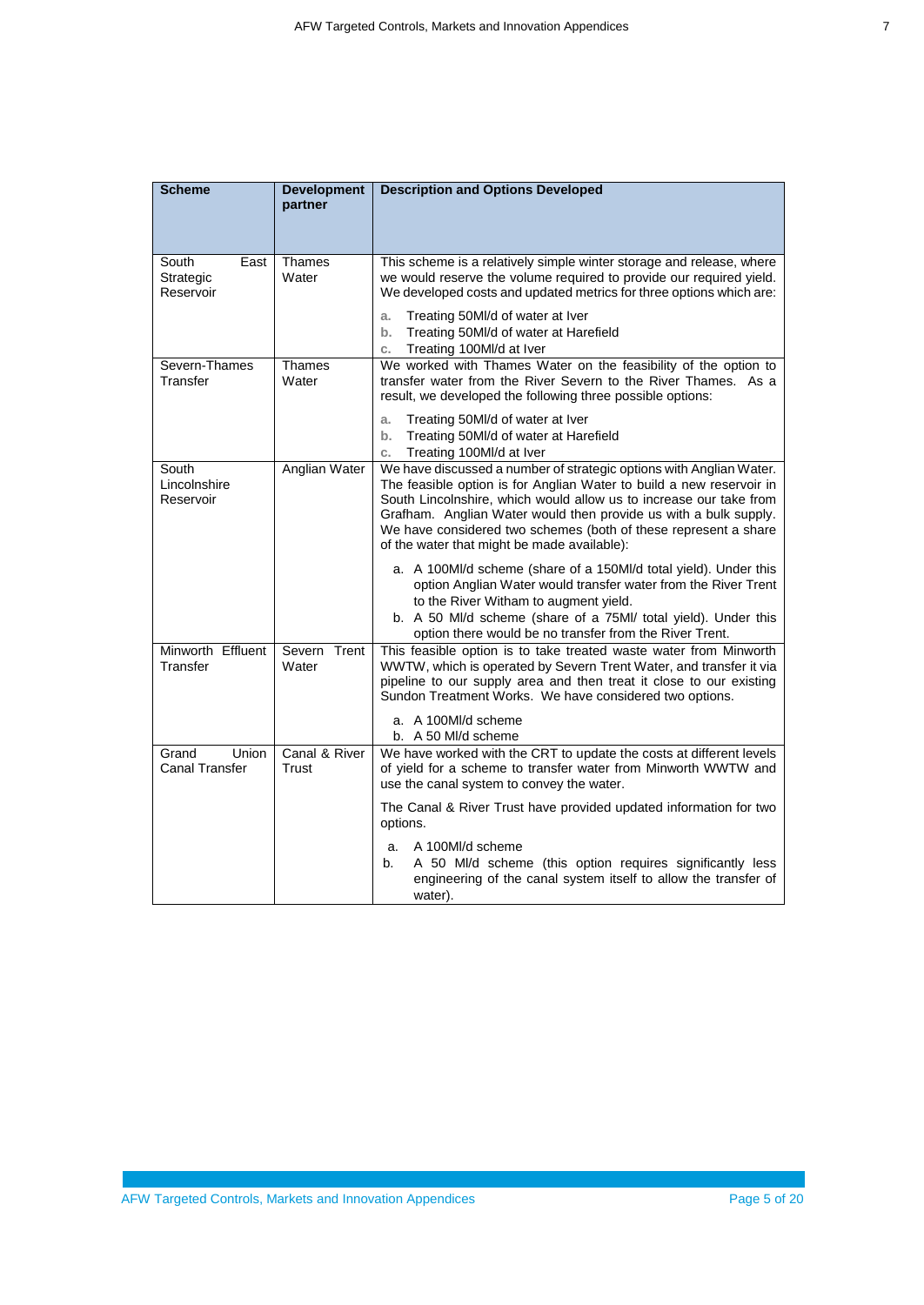| Scheme | Development partner | Description and Options Developed |
|---|---|---|
| South East Strategic Reservoir | Thames Water | This scheme is a relatively simple winter storage and release, where we would reserve the volume required to provide our required yield. We developed costs and updated metrics for three options which are:<br><br>a. Treating 50Ml/d of water at Iver<br>b. Treating 50Ml/d of water at Harefield<br>c. Treating 100Ml/d at Iver |
| Severn-Thames Transfer | Thames Water | We worked with Thames Water on the feasibility of the option to transfer water from the River Severn to the River Thames. As a result, we developed the following three possible options:<br><br>a. Treating 50Ml/d of water at Iver<br>b. Treating 50Ml/d of water at Harefield<br>c. Treating 100Ml/d at Iver |
| South Lincolnshire Reservoir | Anglian Water | We have discussed a number of strategic options with Anglian Water. The feasible option is for Anglian Water to build a new reservoir in South Lincolnshire, which would allow us to increase our take from Grafham. Anglian Water would then provide us with a bulk supply. We have considered two schemes (both of these represent a share of the water that might be made available):<br><br>a. A 100Ml/d scheme (share of a 150Ml/d total yield). Under this option Anglian Water would transfer water from the River Trent to the River Witham to augment yield.<br>b. A 50 Ml/d scheme (share of a 75Ml/ total yield). Under this option there would be no transfer from the River Trent. |
| Minworth Effluent Transfer | Severn Trent Water | This feasible option is to take treated waste water from Minworth WWTW, which is operated by Severn Trent Water, and transfer it via pipeline to our supply area and then treat it close to our existing Sundon Treatment Works. We have considered two options.<br><br>a. A 100Ml/d scheme<br>b. A 50 Ml/d scheme |
| Grand Union Canal Transfer | Canal & River Trust | We have worked with the CRT to update the costs at different levels of yield for a scheme to transfer water from Minworth WWTW and use the canal system to convey the water.<br><br>The Canal & River Trust have provided updated information for two options.<br><br>a. A 100Ml/d scheme<br>b. A 50 Ml/d scheme (this option requires significantly less engineering of the canal system itself to allow the transfer of water). |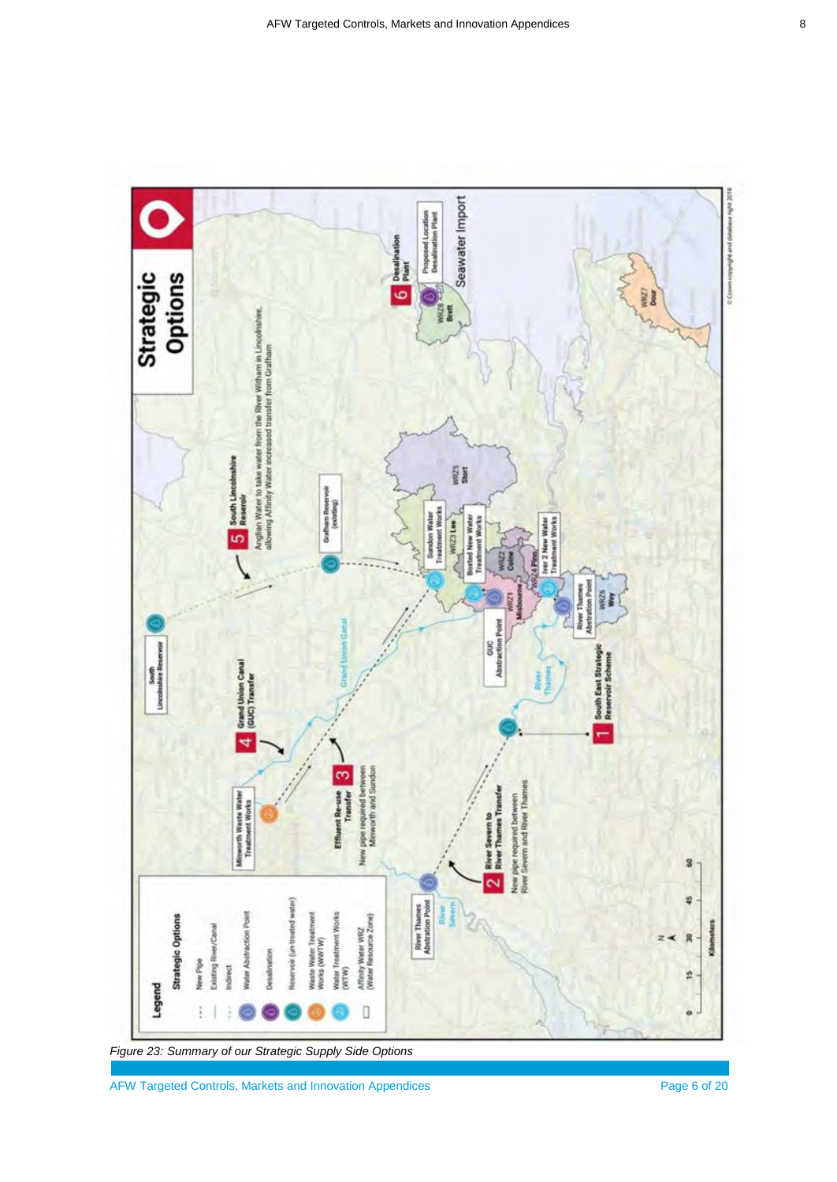Figure 23: Summary of our Strategic Supply Side Options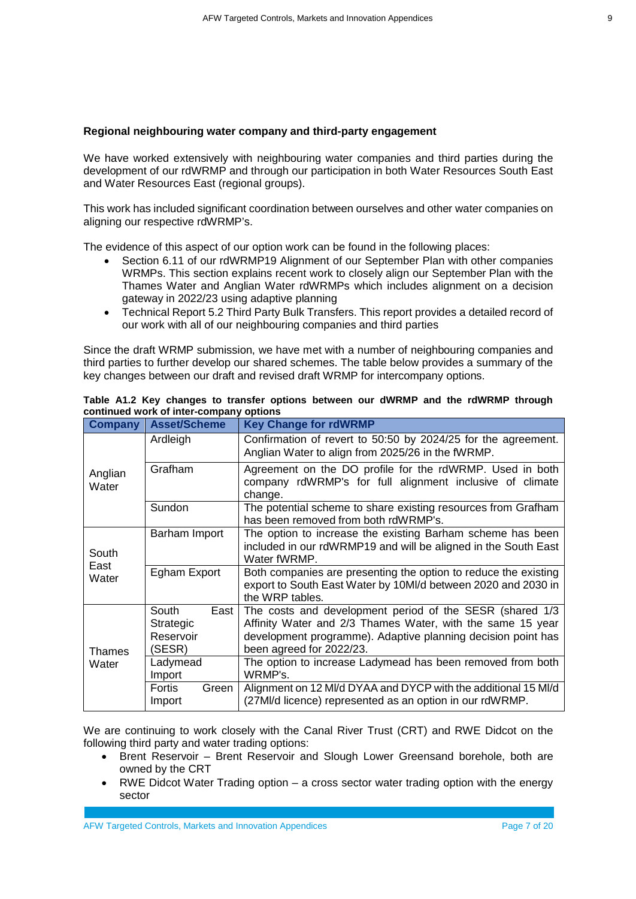### Regional neighbouring water company and third-party engagement

We have worked extensively with neighbouring water companies and third parties during the development of our rdWRMP and through our participation in both Water Resources South East and Water Resources East (regional groups).

This work has included significant coordination between ourselves and other water companies on aligning our respective rdWRMP's.

The evidence of this aspect of our option work can be found in the following places:

- Section 6.11 of our rdWRMP19 Alignment of our September Plan with other companies WRMPs. This section explains recent work to closely align our September Plan with the Thames Water and Anglian Water rdWRMPs which includes alignment on a decision gateway in 2022/23 using adaptive planning
- Technical Report 5.2 Third Party Bulk Transfers. This report provides a detailed record of our work with all of our neighbouring companies and third parties

Since the draft WRMP submission, we have met with a number of neighbouring companies and third parties to further develop our shared schemes. The table below provides a summary of the key changes between our draft and revised draft WRMP for intercompany options.

**Table A1.2 Key changes to transfer options between our dWRMP and the rdWRMP through continued work of inter-company options**

| Company | Asset/Scheme | Key Change for rdWRMP |
|---|---|---|
| Anglian Water | Ardleigh | Confirmation of revert to 50:50 by 2024/25 for the agreement. Anglian Water to align from 2025/26 in the fWRMP. |
| | Grafham | Agreement on the DO profile for the rdWRMP. Used in both company rdWRMP's for full alignment inclusive of climate change. |
| | Sundon | The potential scheme to share existing resources from Grafham has been removed from both rdWRMP's. |
| South East Water | Barham Import | The option to increase the existing Barham scheme has been included in our rdWRMP19 and will be aligned in the South East Water fWRMP. |
| | Egham Export | Both companies are presenting the option to reduce the existing export to South East Water by 10Ml/d between 2020 and 2030 in the WRP tables. |
| Thames Water | South East Strategic Reservoir (SESR) | The costs and development period of the SESR (shared 1/3 Affinity Water and 2/3 Thames Water, with the same 15 year development programme). Adaptive planning decision point has been agreed for 2022/23. |
| | Ladymead Import | The option to increase Ladymead has been removed from both WRMP's. |
| | Fortis Green Import | Alignment on 12 Ml/d DYAA and DYCP with the additional 15 Ml/d (27Ml/d licence) represented as an option in our rdWRMP. |

We are continuing to work closely with the Canal River Trust (CRT) and RWE Didcot on the following third party and water trading options:

- Brent Reservoir – Brent Reservoir and Slough Lower Greensand borehole, both are owned by the CRT
- RWE Didcot Water Trading option – a cross sector water trading option with the energy sector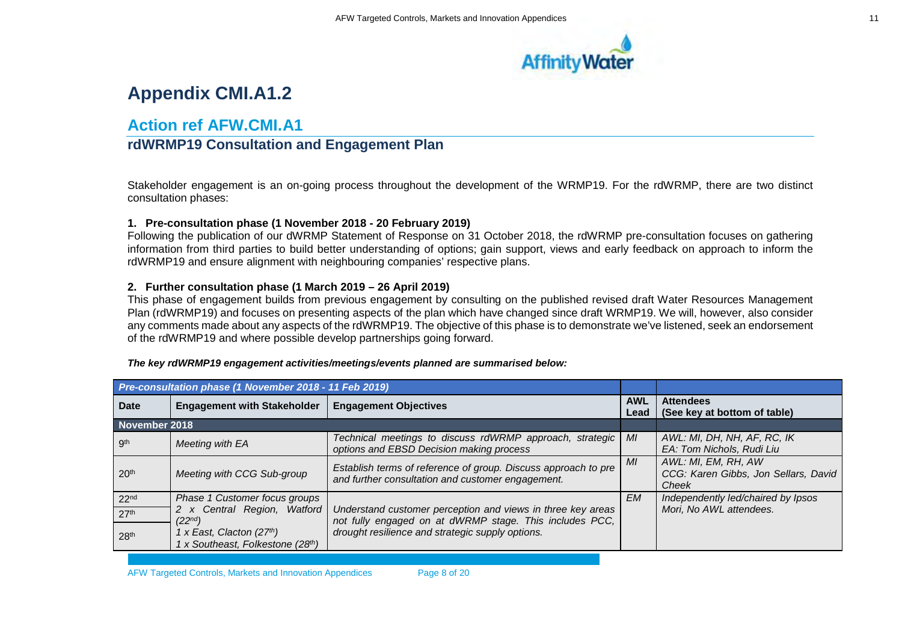# Appendix CMI.A1.2

## Action ref AFW.CMI.A1

### rdWRMP19 Consultation and Engagement Plan

Stakeholder engagement is an on-going process throughout the development of the WRMP19. For the rdWRMP, there are two distinct consultation phases:

**1. Pre-consultation phase (1 November 2018 - 20 February 2019)**

Following the publication of our dWRMP Statement of Response on 31 October 2018, the rdWRMP pre-consultation focuses on gathering information from third parties to build better understanding of options; gain support, views and early feedback on approach to inform the rdWRMP19 and ensure alignment with neighbouring companies' respective plans.

**2. Further consultation phase (1 March 2019 – 26 April 2019)**

This phase of engagement builds from previous engagement by consulting on the published revised draft Water Resources Management Plan (rdWRMP19) and focuses on presenting aspects of the plan which have changed since draft WRMP19. We will, however, also consider any comments made about any aspects of the rdWRMP19. The objective of this phase is to demonstrate we've listened, seek an endorsement of the rdWRMP19 and where possible develop partnerships going forward.

***The key rdWRMP19 engagement activities/meetings/events planned are summarised below:***

| *Pre-consultation phase (1 November 2018 - 11 Feb 2019)* | | | | |
|---|---|---|---|---|
| **Date** | **Engagement with Stakeholder** | **Engagement Objectives** | **AWL Lead** | **Attendees (See key at bottom of table)** |
| **November 2018** | | | | |
| 9th | *Meeting with EA* | *Technical meetings to discuss rdWRMP approach, strategic options and EBSD Decision making process* | *MI* | *AWL: MI, DH, NH, AF, RC, IK EA: Tom Nichols, Rudi Liu* |
| 20th | *Meeting with CCG Sub-group* | *Establish terms of reference of group. Discuss approach to pre and further consultation and customer engagement.* | *MI* | *AWL: MI, EM, RH, AW CCG: Karen Gibbs, Jon Sellars, David Cheek* |
| 22nd 27th 28th | *Phase 1 Customer focus groups 2 x Central Region, Watford (22nd) 1 x East, Clacton (27th) 1 x Southeast, Folkestone (28th)* | *Understand customer perception and views in three key areas not fully engaged on at dWRMP stage. This includes PCC, drought resilience and strategic supply options.* | *EM* | *Independently led/chaired by Ipsos Mori, No AWL attendees.* |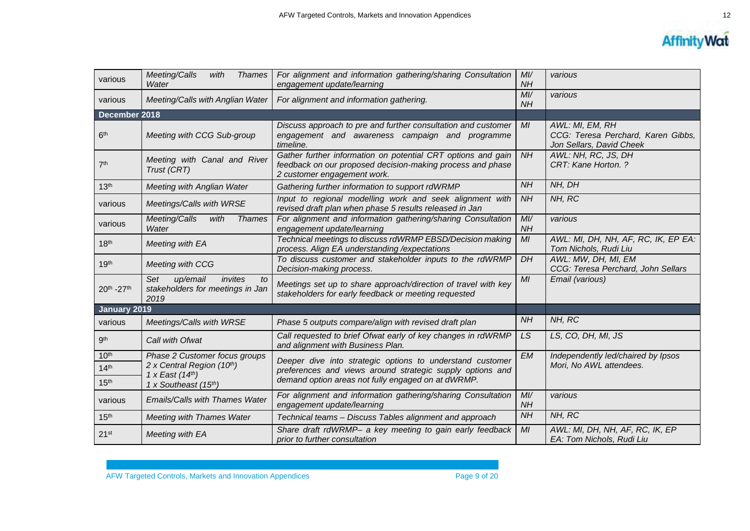| various | Meeting/Calls with Thames Water | For alignment and information gathering/sharing Consultation engagement update/learning | MI/ NH | various |
|---|---|---|---|---|
| various | Meeting/Calls with Anglian Water | For alignment and information gathering. | MI/ NH | various |
| **December 2018** | | | | |
| 6th | Meeting with CCG Sub-group | Discuss approach to pre and further consultation and customer engagement and awareness campaign and programme timeline. | MI | AWL: MI, EM, RH CCG: Teresa Perchard, Karen Gibbs, Jon Sellars, David Cheek |
| 7th | Meeting with Canal and River Trust (CRT) | Gather further information on potential CRT options and gain feedback on our proposed decision-making process and phase 2 customer engagement work. | NH | AWL: NH, RC, JS, DH CRT: Kane Horton. ? |
| 13th | Meeting with Anglian Water | Gathering further information to support rdWRMP | NH | NH, DH |
| various | Meetings/Calls with WRSE | Input to regional modelling work and seek alignment with revised draft plan when phase 5 results released in Jan | NH | NH, RC |
| various | Meeting/Calls with Thames Water | For alignment and information gathering/sharing Consultation engagement update/learning | MI/ NH | various |
| 18th | Meeting with EA | Technical meetings to discuss rdWRMP EBSD/Decision making process. Align EA understanding /expectations | MI | AWL: MI, DH, NH, AF, RC, IK, EP EA: Tom Nichols, Rudi Liu |
| 19th | Meeting with CCG | To discuss customer and stakeholder inputs to the rdWRMP Decision-making process. | DH | AWL: MW, DH, MI, EM CCG: Teresa Perchard, John Sellars |
| 20th -27th | Set up/email invites to stakeholders for meetings in Jan 2019 | Meetings set up to share approach/direction of travel with key stakeholders for early feedback or meeting requested | MI | Email (various) |
| **January 2019** | | | | |
| various | Meetings/Calls with WRSE | Phase 5 outputs compare/align with revised draft plan | NH | NH, RC |
| 9th | Call with Ofwat | Call requested to brief Ofwat early of key changes in rdWRMP and alignment with Business Plan. | LS | LS, CO, DH, MI, JS |
| 10th 14th 15th | Phase 2 Customer focus groups 2 x Central Region (10th) 1 x East (14th) 1 x Southeast (15th) | Deeper dive into strategic options to understand customer preferences and views around strategic supply options and demand option areas not fully engaged on at dWRMP. | EM | Independently led/chaired by Ipsos Mori, No AWL attendees. |
| various | Emails/Calls with Thames Water | For alignment and information gathering/sharing Consultation engagement update/learning | MI/ NH | various |
| 15th | Meeting with Thames Water | Technical teams – Discuss Tables alignment and approach | NH | NH, RC |
| 21st | Meeting with EA | Share draft rdWRMP– a key meeting to gain early feedback prior to further consultation | MI | AWL: MI, DH, NH, AF, RC, IK, EP EA: Tom Nichols, Rudi Liu |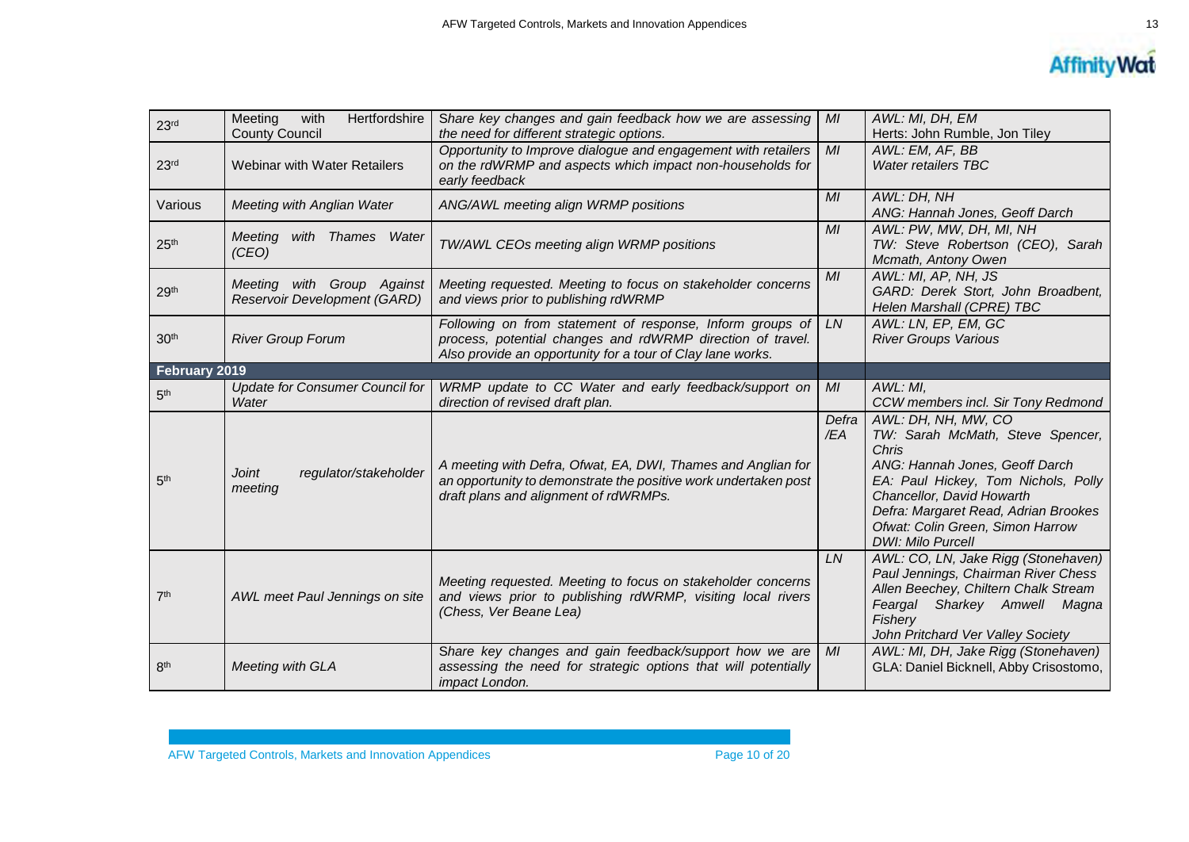| | | | | |
|---|---|---|---|---|
| 23rd | Meeting with Hertfordshire County Council | *Share key changes and gain feedback how we are assessing the need for different strategic options.* | *MI* | *AWL: MI, DH, EM*<br>Herts: John Rumble, Jon Tiley |
| 23rd | Webinar with Water Retailers | *Opportunity to Improve dialogue and engagement with retailers on the rdWRMP and aspects which impact non-households for early feedback* | *MI* | *AWL: EM, AF, BB*<br>*Water retailers TBC* |
| Various | *Meeting with Anglian Water* | *ANG/AWL meeting align WRMP positions* | *MI* | *AWL: DH, NH*<br>*ANG: Hannah Jones, Geoff Darch* |
| 25th | *Meeting with Thames Water (CEO)* | *TW/AWL CEOs meeting align WRMP positions* | *MI* | *AWL: PW, MW, DH, MI, NH*<br>*TW: Steve Robertson (CEO), Sarah Mcmath, Antony Owen* |
| 29th | *Meeting with Group Against Reservoir Development (GARD)* | *Meeting requested. Meeting to focus on stakeholder concerns and views prior to publishing rdWRMP* | *MI* | *AWL: MI, AP, NH, JS*<br>*GARD: Derek Stort, John Broadbent, Helen Marshall (CPRE) TBC* |
| 30th | *River Group Forum* | *Following on from statement of response, Inform groups of process, potential changes and rdWRMP direction of travel. Also provide an opportunity for a tour of Clay lane works.* | *LN* | *AWL: LN, EP, EM, GC*<br>*River Groups Various* |
| **February 2019** | | | | |
| 5th | *Update for Consumer Council for Water* | *WRMP update to CC Water and early feedback/support on direction of revised draft plan.* | *MI* | *AWL: MI,*<br>*CCW members incl. Sir Tony Redmond* |
| 5th | *Joint regulator/stakeholder meeting* | *A meeting with Defra, Ofwat, EA, DWI, Thames and Anglian for an opportunity to demonstrate the positive work undertaken post draft plans and alignment of rdWRMPs.* | *Defra /EA* | *AWL: DH, NH, MW, CO*<br>*TW: Sarah McMath, Steve Spencer, Chris*<br>*ANG: Hannah Jones, Geoff Darch*<br>*EA: Paul Hickey, Tom Nichols, Polly Chancellor, David Howarth*<br>*Defra: Margaret Read, Adrian Brookes*<br>*Ofwat: Colin Green, Simon Harrow*<br>*DWI: Milo Purcell* |
| 7th | *AWL meet Paul Jennings on site* | *Meeting requested. Meeting to focus on stakeholder concerns and views prior to publishing rdWRMP, visiting local rivers (Chess, Ver Beane Lea)* | *LN* | *AWL: CO, LN, Jake Rigg (Stonehaven)*<br>*Paul Jennings, Chairman River Chess*<br>*Allen Beechey, Chiltern Chalk Stream*<br>*Feargal Sharkey Amwell Magna Fishery*<br>*John Pritchard Ver Valley Society* |
| 8th | *Meeting with GLA* | *Share key changes and gain feedback/support how we are assessing the need for strategic options that will potentially impact London.* | *MI* | *AWL: MI, DH, Jake Rigg (Stonehaven)*<br>GLA: Daniel Bicknell, Abby Crisostomo, |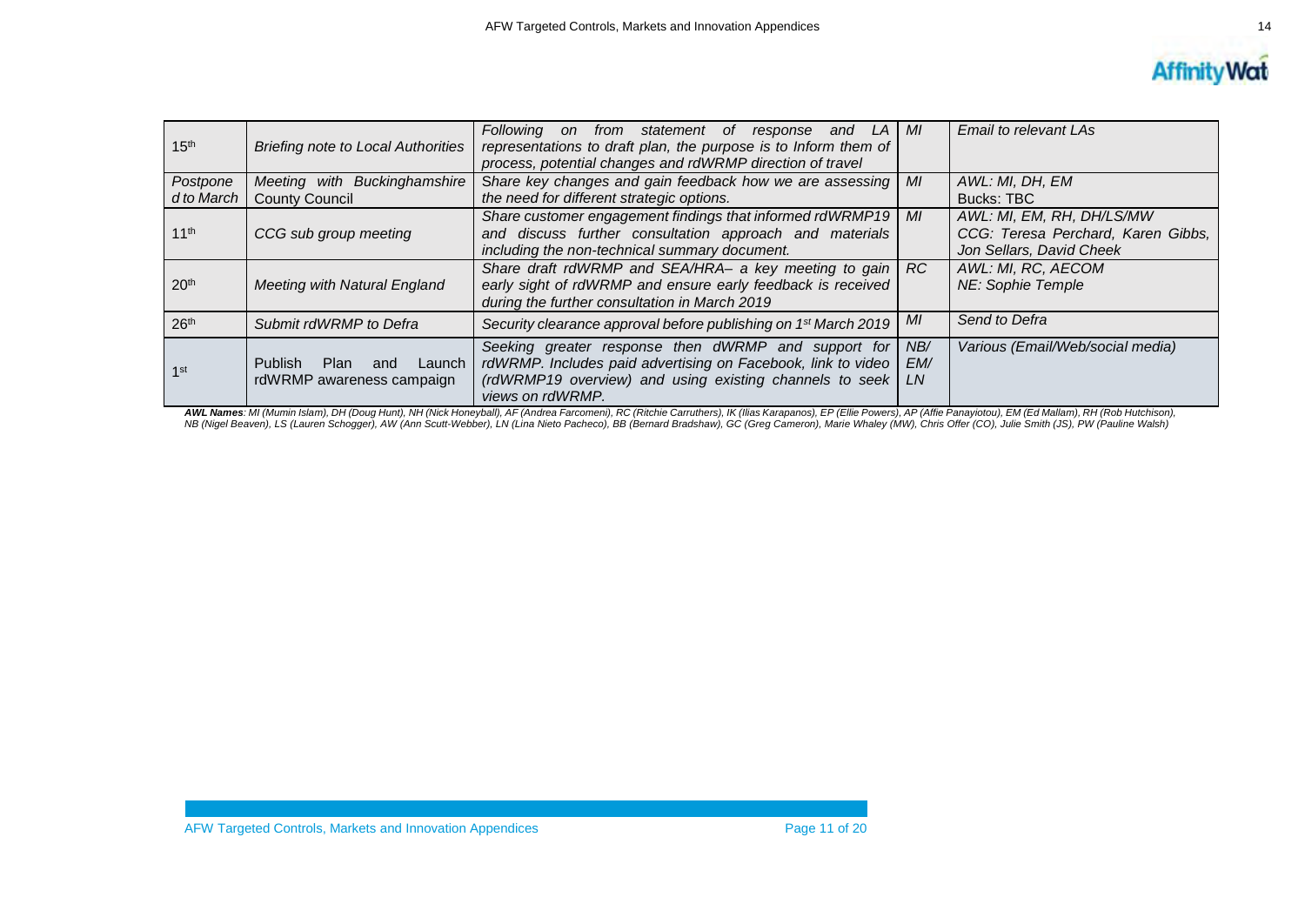| | | | | |
|---|---|---|---|---|
| 15th | *Briefing note to Local Authorities* | *Following on from statement of response and LA representations to draft plan, the purpose is to Inform them of process, potential changes and rdWRMP direction of travel* | *MI* | *Email to relevant LAs* |
| *Postponed to March* | *Meeting with Buckinghamshire* County Council | *Share key changes and gain feedback how we are assessing the need for different strategic options.* | *MI* | *AWL: MI, DH, EM*<br>Bucks: TBC |
| 11th | *CCG sub group meeting* | *Share customer engagement findings that informed rdWRMP19 and discuss further consultation approach and materials including the non-technical summary document.* | *MI* | *AWL: MI, EM, RH, DH/LS/MW*<br>*CCG: Teresa Perchard, Karen Gibbs, Jon Sellars, David Cheek* |
| 20th | *Meeting with Natural England* | *Share draft rdWRMP and SEA/HRA– a key meeting to gain early sight of rdWRMP and ensure early feedback is received during the further consultation in March 2019* | *RC* | *AWL: MI, RC, AECOM*<br>*NE: Sophie Temple* |
| 26th | *Submit rdWRMP to Defra* | *Security clearance approval before publishing on 1st March 2019* | *MI* | *Send to Defra* |
| 1st | Publish Plan and Launch rdWRMP awareness campaign | *Seeking greater response then dWRMP and support for rdWRMP. Includes paid advertising on Facebook, link to video (rdWRMP19 overview) and using existing channels to seek views on rdWRMP.* | *NB/ EM/ LN* | *Various (Email/Web/social media)* |

***AWL Names**: MI (Mumin Islam), DH (Doug Hunt), NH (Nick Honeyball), AF (Andrea Farcomeni), RC (Ritchie Carruthers), IK (Ilias Karapanos), EP (Ellie Powers), AP (Affie Panayiotou), EM (Ed Mallam), RH (Rob Hutchison), NB (Nigel Beaven), LS (Lauren Schogger), AW (Ann Scutt-Webber), LN (Lina Nieto Pacheco), BB (Bernard Bradshaw), GC (Greg Cameron), Marie Whaley (MW), Chris Offer (CO), Julie Smith (JS), PW (Pauline Walsh)*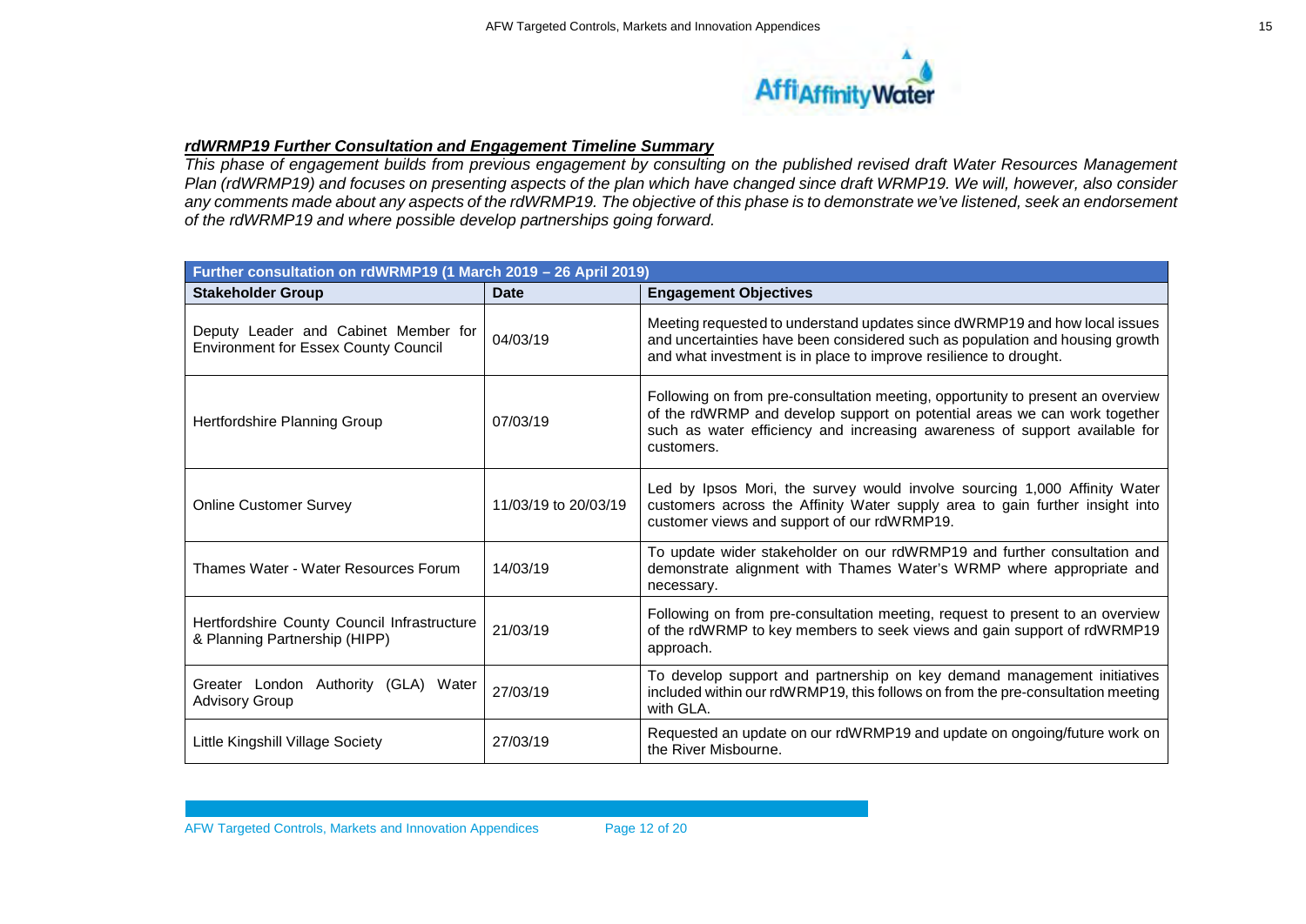***rdWRMP19 Further Consultation and Engagement Timeline Summary***

*This phase of engagement builds from previous engagement by consulting on the published revised draft Water Resources Management Plan (rdWRMP19) and focuses on presenting aspects of the plan which have changed since draft WRMP19. We will, however, also consider any comments made about any aspects of the rdWRMP19. The objective of this phase is to demonstrate we've listened, seek an endorsement of the rdWRMP19 and where possible develop partnerships going forward.*

| **Further consultation on rdWRMP19 (1 March 2019 – 26 April 2019)** | | |
|---|---|---|
| **Stakeholder Group** | **Date** | **Engagement Objectives** |
| Deputy Leader and Cabinet Member for Environment for Essex County Council | 04/03/19 | Meeting requested to understand updates since dWRMP19 and how local issues and uncertainties have been considered such as population and housing growth and what investment is in place to improve resilience to drought. |
| Hertfordshire Planning Group | 07/03/19 | Following on from pre-consultation meeting, opportunity to present an overview of the rdWRMP and develop support on potential areas we can work together such as water efficiency and increasing awareness of support available for customers. |
| Online Customer Survey | 11/03/19 to 20/03/19 | Led by Ipsos Mori, the survey would involve sourcing 1,000 Affinity Water customers across the Affinity Water supply area to gain further insight into customer views and support of our rdWRMP19. |
| Thames Water - Water Resources Forum | 14/03/19 | To update wider stakeholder on our rdWRMP19 and further consultation and demonstrate alignment with Thames Water's WRMP where appropriate and necessary. |
| Hertfordshire County Council Infrastructure & Planning Partnership (HIPP) | 21/03/19 | Following on from pre-consultation meeting, request to present to an overview of the rdWRMP to key members to seek views and gain support of rdWRMP19 approach. |
| Greater London Authority (GLA) Water Advisory Group | 27/03/19 | To develop support and partnership on key demand management initiatives included within our rdWRMP19, this follows on from the pre-consultation meeting with GLA. |
| Little Kingshill Village Society | 27/03/19 | Requested an update on our rdWRMP19 and update on ongoing/future work on the River Misbourne. |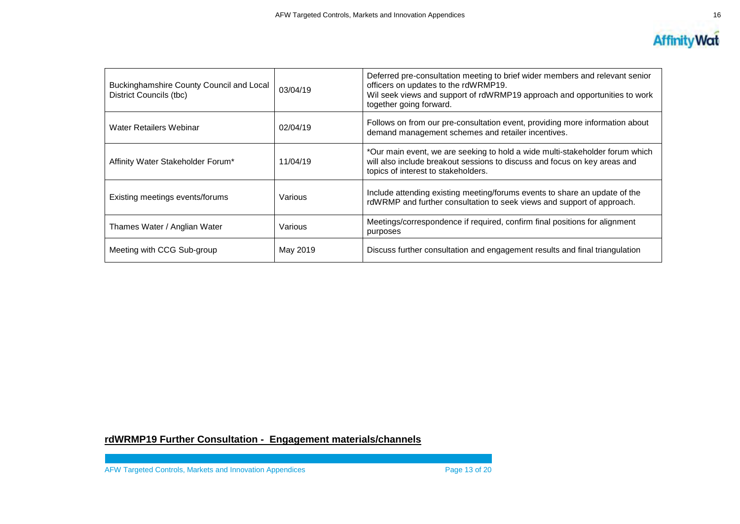| | | |
|---|---|---|
| Buckinghamshire County Council and Local District Councils (tbc) | 03/04/19 | Deferred pre-consultation meeting to brief wider members and relevant senior officers on updates to the rdWRMP19.<br>Wil seek views and support of rdWRMP19 approach and opportunities to work together going forward. |
| Water Retailers Webinar | 02/04/19 | Follows on from our pre-consultation event, providing more information about demand management schemes and retailer incentives. |
| Affinity Water Stakeholder Forum* | 11/04/19 | *Our main event, we are seeking to hold a wide multi-stakeholder forum which will also include breakout sessions to discuss and focus on key areas and topics of interest to stakeholders. |
| Existing meetings events/forums | Various | Include attending existing meeting/forums events to share an update of the rdWRMP and further consultation to seek views and support of approach. |
| Thames Water / Anglian Water | Various | Meetings/correspondence if required, confirm final positions for alignment purposes |
| Meeting with CCG Sub-group | May 2019 | Discuss further consultation and engagement results and final triangulation |

**rdWRMP19 Further Consultation - Engagement materials/channels**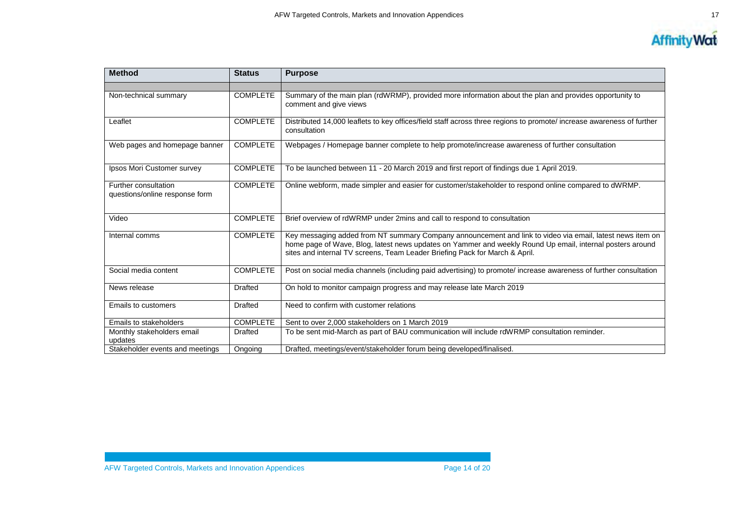| Method | Status | Purpose |
| --- | --- | --- |
| | | |
| Non-technical summary | COMPLETE | Summary of the main plan (rdWRMP), provided more information about the plan and provides opportunity to comment and give views |
| Leaflet | COMPLETE | Distributed 14,000 leaflets to key offices/field staff across three regions to promote/ increase awareness of further consultation |
| Web pages and homepage banner | COMPLETE | Webpages / Homepage banner complete to help promote/increase awareness of further consultation |
| Ipsos Mori Customer survey | COMPLETE | To be launched between 11 - 20 March 2019 and first report of findings due 1 April 2019. |
| Further consultation questions/online response form | COMPLETE | Online webform, made simpler and easier for customer/stakeholder to respond online compared to dWRMP. |
| Video | COMPLETE | Brief overview of rdWRMP under 2mins and call to respond to consultation |
| Internal comms | COMPLETE | Key messaging added from NT summary Company announcement and link to video via email, latest news item on home page of Wave, Blog, latest news updates on Yammer and weekly Round Up email, internal posters around sites and internal TV screens, Team Leader Briefing Pack for March & April. |
| Social media content | COMPLETE | Post on social media channels (including paid advertising) to promote/ increase awareness of further consultation |
| News release | Drafted | On hold to monitor campaign progress and may release late March 2019 |
| Emails to customers | Drafted | Need to confirm with customer relations |
| Emails to stakeholders | COMPLETE | Sent to over 2,000 stakeholders on 1 March 2019 |
| Monthly stakeholders email updates | Drafted | To be sent mid-March as part of BAU communication will include rdWRMP consultation reminder. |
| Stakeholder events and meetings | Ongoing | Drafted, meetings/event/stakeholder forum being developed/finalised. |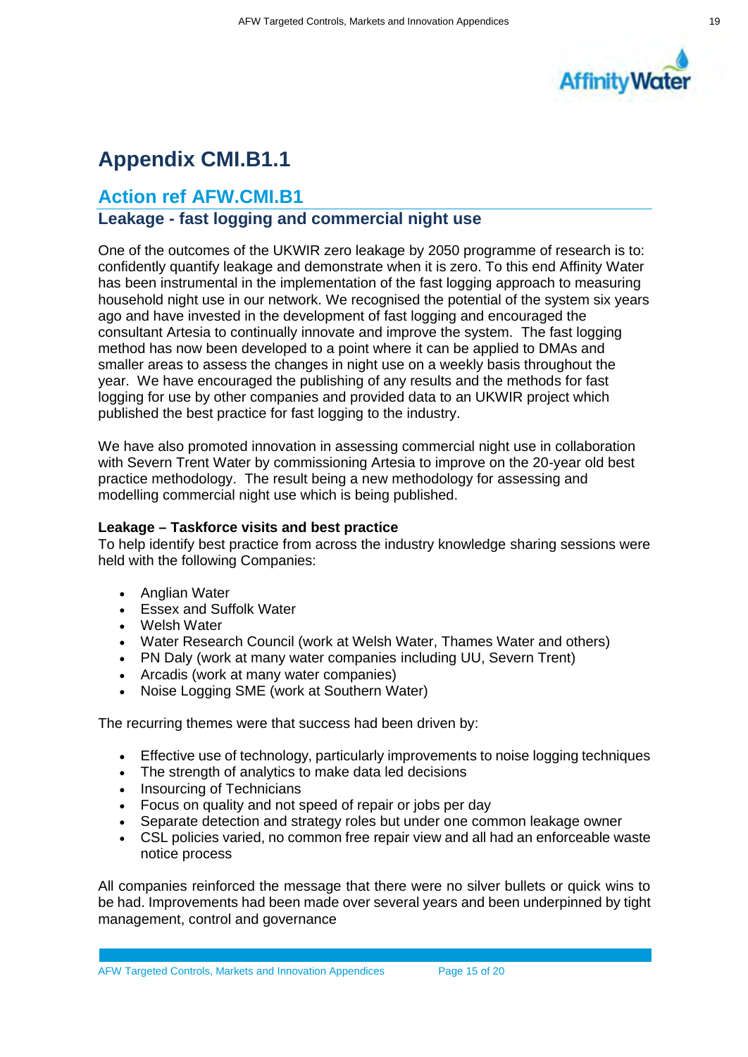# Appendix CMI.B1.1

## Action ref AFW.CMI.B1

### Leakage - fast logging and commercial night use

One of the outcomes of the UKWIR zero leakage by 2050 programme of research is to: confidently quantify leakage and demonstrate when it is zero. To this end Affinity Water has been instrumental in the implementation of the fast logging approach to measuring household night use in our network. We recognised the potential of the system six years ago and have invested in the development of fast logging and encouraged the consultant Artesia to continually innovate and improve the system. The fast logging method has now been developed to a point where it can be applied to DMAs and smaller areas to assess the changes in night use on a weekly basis throughout the year. We have encouraged the publishing of any results and the methods for fast logging for use by other companies and provided data to an UKWIR project which published the best practice for fast logging to the industry.

We have also promoted innovation in assessing commercial night use in collaboration with Severn Trent Water by commissioning Artesia to improve on the 20-year old best practice methodology. The result being a new methodology for assessing and modelling commercial night use which is being published.

**Leakage – Taskforce visits and best practice**

To help identify best practice from across the industry knowledge sharing sessions were held with the following Companies:

- Anglian Water
- Essex and Suffolk Water
- Welsh Water
- Water Research Council (work at Welsh Water, Thames Water and others)
- PN Daly (work at many water companies including UU, Severn Trent)
- Arcadis (work at many water companies)
- Noise Logging SME (work at Southern Water)

The recurring themes were that success had been driven by:

- Effective use of technology, particularly improvements to noise logging techniques
- The strength of analytics to make data led decisions
- Insourcing of Technicians
- Focus on quality and not speed of repair or jobs per day
- Separate detection and strategy roles but under one common leakage owner
- CSL policies varied, no common free repair view and all had an enforceable waste notice process

All companies reinforced the message that there were no silver bullets or quick wins to be had. Improvements had been made over several years and been underpinned by tight management, control and governance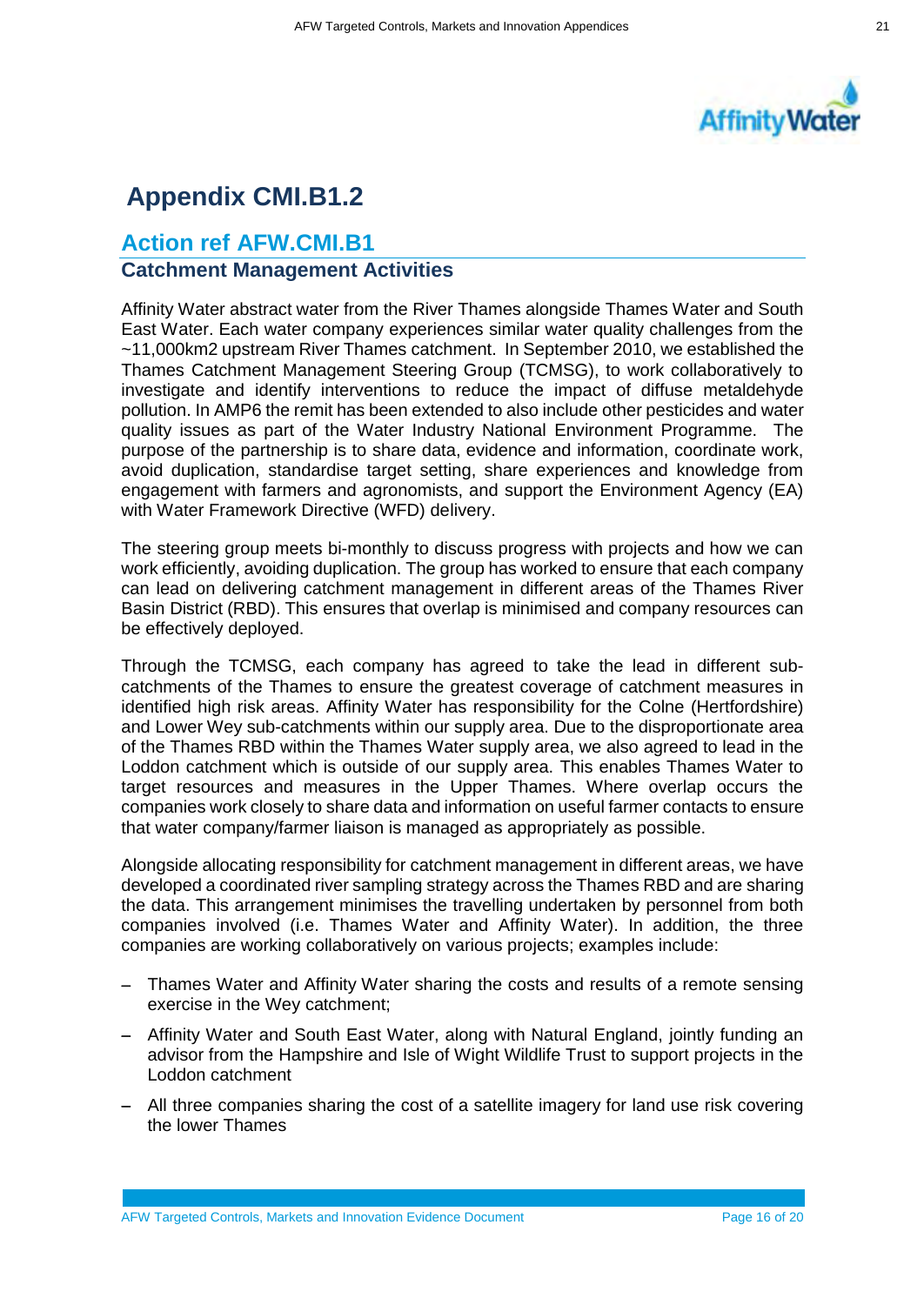# Appendix CMI.B1.2

## Action ref AFW.CMI.B1

### Catchment Management Activities

Affinity Water abstract water from the River Thames alongside Thames Water and South East Water. Each water company experiences similar water quality challenges from the ~11,000km2 upstream River Thames catchment. In September 2010, we established the Thames Catchment Management Steering Group (TCMSG), to work collaboratively to investigate and identify interventions to reduce the impact of diffuse metaldehyde pollution. In AMP6 the remit has been extended to also include other pesticides and water quality issues as part of the Water Industry National Environment Programme. The purpose of the partnership is to share data, evidence and information, coordinate work, avoid duplication, standardise target setting, share experiences and knowledge from engagement with farmers and agronomists, and support the Environment Agency (EA) with Water Framework Directive (WFD) delivery.

The steering group meets bi-monthly to discuss progress with projects and how we can work efficiently, avoiding duplication. The group has worked to ensure that each company can lead on delivering catchment management in different areas of the Thames River Basin District (RBD). This ensures that overlap is minimised and company resources can be effectively deployed.

Through the TCMSG, each company has agreed to take the lead in different sub-catchments of the Thames to ensure the greatest coverage of catchment measures in identified high risk areas. Affinity Water has responsibility for the Colne (Hertfordshire) and Lower Wey sub-catchments within our supply area. Due to the disproportionate area of the Thames RBD within the Thames Water supply area, we also agreed to lead in the Loddon catchment which is outside of our supply area. This enables Thames Water to target resources and measures in the Upper Thames. Where overlap occurs the companies work closely to share data and information on useful farmer contacts to ensure that water company/farmer liaison is managed as appropriately as possible.

Alongside allocating responsibility for catchment management in different areas, we have developed a coordinated river sampling strategy across the Thames RBD and are sharing the data. This arrangement minimises the travelling undertaken by personnel from both companies involved (i.e. Thames Water and Affinity Water). In addition, the three companies are working collaboratively on various projects; examples include:

- Thames Water and Affinity Water sharing the costs and results of a remote sensing exercise in the Wey catchment;
- Affinity Water and South East Water, along with Natural England, jointly funding an advisor from the Hampshire and Isle of Wight Wildlife Trust to support projects in the Loddon catchment
- All three companies sharing the cost of a satellite imagery for land use risk covering the lower Thames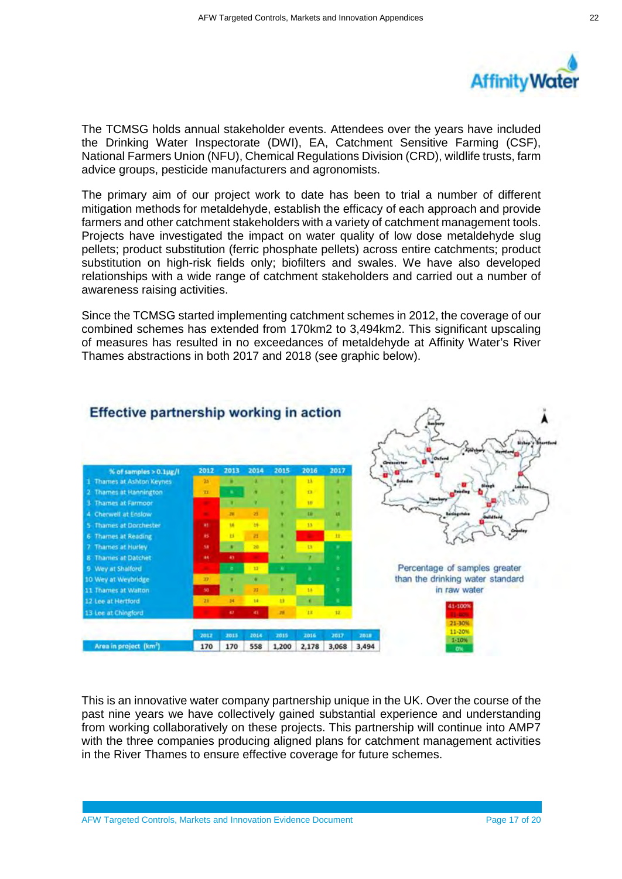The TCMSG holds annual stakeholder events. Attendees over the years have included the Drinking Water Inspectorate (DWI), EA, Catchment Sensitive Farming (CSF), National Farmers Union (NFU), Chemical Regulations Division (CRD), wildlife trusts, farm advice groups, pesticide manufacturers and agronomists.

The primary aim of our project work to date has been to trial a number of different mitigation methods for metaldehyde, establish the efficacy of each approach and provide farmers and other catchment stakeholders with a variety of catchment management tools. Projects have investigated the impact on water quality of low dose metaldehyde slug pellets; product substitution (ferric phosphate pellets) across entire catchments; product substitution on high-risk fields only; biofilters and swales. We have also developed relationships with a wide range of catchment stakeholders and carried out a number of awareness raising activities.

Since the TCMSG started implementing catchment schemes in 2012, the coverage of our combined schemes has extended from 170km2 to 3,494km2. This significant upscaling of measures has resulted in no exceedances of metaldehyde at Affinity Water's River Thames abstractions in both 2017 and 2018 (see graphic below).

**Effective partnership working in action**

| % of samples > 0.1µg/l | 2012 | 2013 | 2014 | 2015 | 2016 | 2017 |
|---|---|---|---|---|---|---|
| 1 Thames at Ashton Keynes | 35 | 8 | 4 | 5 | 15 | 0 |
| 2 Thames at Hannington | 22 | 6 | 8 | 6 | 13 | 4 |
| 3 Thames at Farmoor | 60 | 3 | 7 | 3 | 10 | 3 |
| 4 Cherwell at Enslow | 46 | 26 | 25 | 9 | 10 | 10 |
| 5 Thames at Dorchester | 41 | 14 | 19 | 3 | 13 | 0 |
| 6 Thames at Reading | 45 | 15 | 21 | 6 | 50 | 11 |
| 7 Thames at Hurley | 58 | 8 | 20 | 6 | 15 | 0 |
| 8 Thames at Datchet | 44 | 43 | 50 | 4 | 7 | 0 |
| 9 Wey at Shalford | 30 | 0 | 12 | 0 | 0 | 0 |
| 10 Wey at Weybridge | 27 | 3 | 6 | 6 | 0 | 0 |
| 11 Thames at Walton | 50 | 8 | 22 | 7 | 16 | 0 |
| 12 Lee at Hertford | 23 | 24 | 14 | 13 | 6 | 0 |
| 13 Lee at Chingford | 57 | 67 | 43 | 28 | 13 | 12 |

| | 2012 | 2013 | 2014 | 2015 | 2016 | 2017 | 2018 |
|---|---|---|---|---|---|---|---|
| Area in project (km²) | 170 | 170 | 558 | 1,200 | 2,178 | 3,068 | 3,494 |

Percentage of samples greater than the drinking water standard in raw water

41-100%
31-40%
21-30%
11-20%
1-10%
0%

This is an innovative water company partnership unique in the UK. Over the course of the past nine years we have collectively gained substantial experience and understanding from working collaboratively on these projects. This partnership will continue into AMP7 with the three companies producing aligned plans for catchment management activities in the River Thames to ensure effective coverage for future schemes.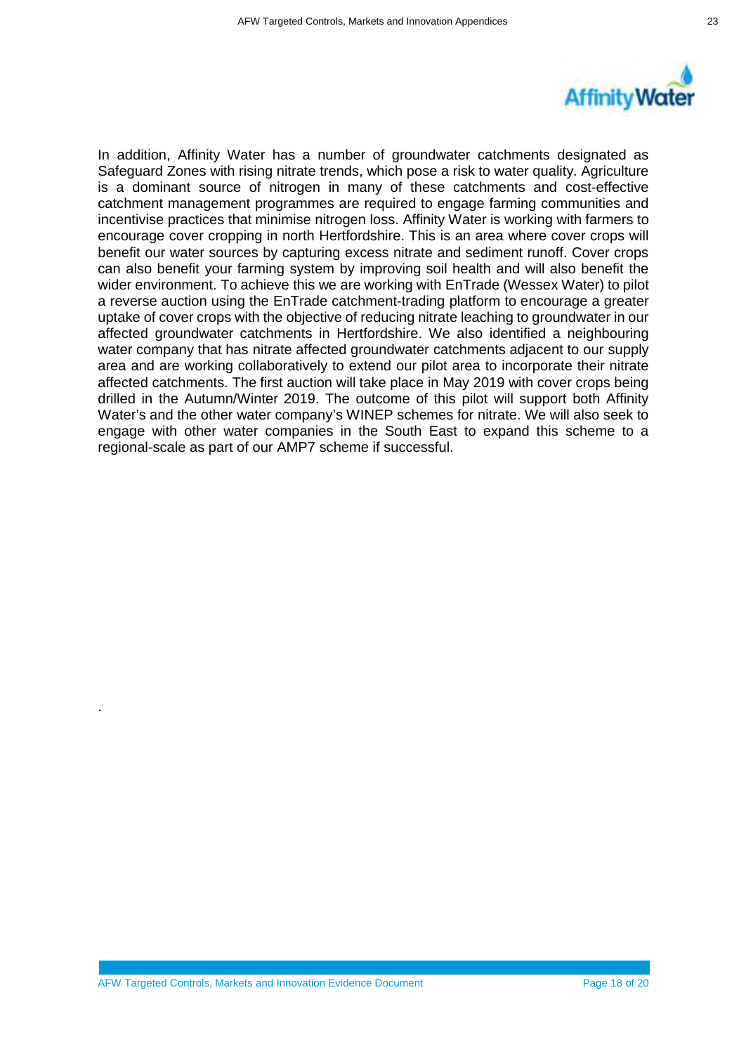In addition, Affinity Water has a number of groundwater catchments designated as Safeguard Zones with rising nitrate trends, which pose a risk to water quality. Agriculture is a dominant source of nitrogen in many of these catchments and cost-effective catchment management programmes are required to engage farming communities and incentivise practices that minimise nitrogen loss. Affinity Water is working with farmers to encourage cover cropping in north Hertfordshire. This is an area where cover crops will benefit our water sources by capturing excess nitrate and sediment runoff. Cover crops can also benefit your farming system by improving soil health and will also benefit the wider environment. To achieve this we are working with EnTrade (Wessex Water) to pilot a reverse auction using the EnTrade catchment-trading platform to encourage a greater uptake of cover crops with the objective of reducing nitrate leaching to groundwater in our affected groundwater catchments in Hertfordshire. We also identified a neighbouring water company that has nitrate affected groundwater catchments adjacent to our supply area and are working collaboratively to extend our pilot area to incorporate their nitrate affected catchments. The first auction will take place in May 2019 with cover crops being drilled in the Autumn/Winter 2019. The outcome of this pilot will support both Affinity Water's and the other water company's WINEP schemes for nitrate. We will also seek to engage with other water companies in the South East to expand this scheme to a regional-scale as part of our AMP7 scheme if successful.

.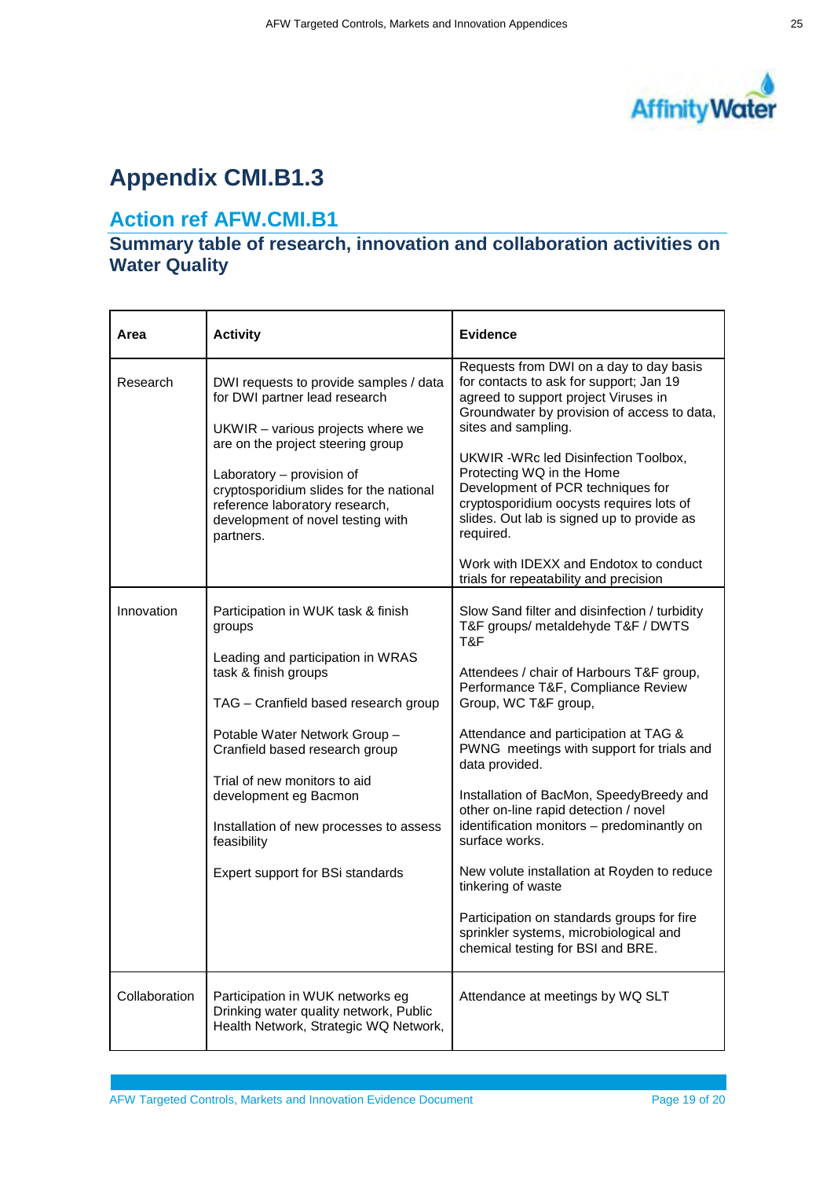# Appendix CMI.B1.3

## Action ref AFW.CMI.B1

### Summary table of research, innovation and collaboration activities on Water Quality

| Area | Activity | Evidence |
|---|---|---|
| Research | DWI requests to provide samples / data for DWI partner lead research<br><br>UKWIR – various projects where we are on the project steering group<br><br>Laboratory – provision of cryptosporidium slides for the national reference laboratory research, development of novel testing with partners. | Requests from DWI on a day to day basis for contacts to ask for support; Jan 19 agreed to support project Viruses in Groundwater by provision of access to data, sites and sampling.<br><br>UKWIR -WRc led Disinfection Toolbox, Protecting WQ in the Home Development of PCR techniques for cryptosporidium oocysts requires lots of slides. Out lab is signed up to provide as required.<br><br>Work with IDEXX and Endotox to conduct trials for repeatability and precision |
| Innovation | Participation in WUK task & finish groups<br><br>Leading and participation in WRAS task & finish groups<br><br>TAG – Cranfield based research group<br><br>Potable Water Network Group – Cranfield based research group<br><br>Trial of new monitors to aid development eg Bacmon<br><br>Installation of new processes to assess feasibility<br><br>Expert support for BSi standards | Slow Sand filter and disinfection / turbidity T&F groups/ metaldehyde T&F / DWTS T&F<br><br>Attendees / chair of Harbours T&F group, Performance T&F, Compliance Review Group, WC T&F group,<br><br>Attendance and participation at TAG & PWNG meetings with support for trials and data provided.<br><br>Installation of BacMon, SpeedyBreedy and other on-line rapid detection / novel identification monitors – predominantly on surface works.<br><br>New volute installation at Royden to reduce tinkering of waste<br><br>Participation on standards groups for fire sprinkler systems, microbiological and chemical testing for BSI and BRE. |
| Collaboration | Participation in WUK networks eg Drinking water quality network, Public Health Network, Strategic WQ Network, | Attendance at meetings by WQ SLT |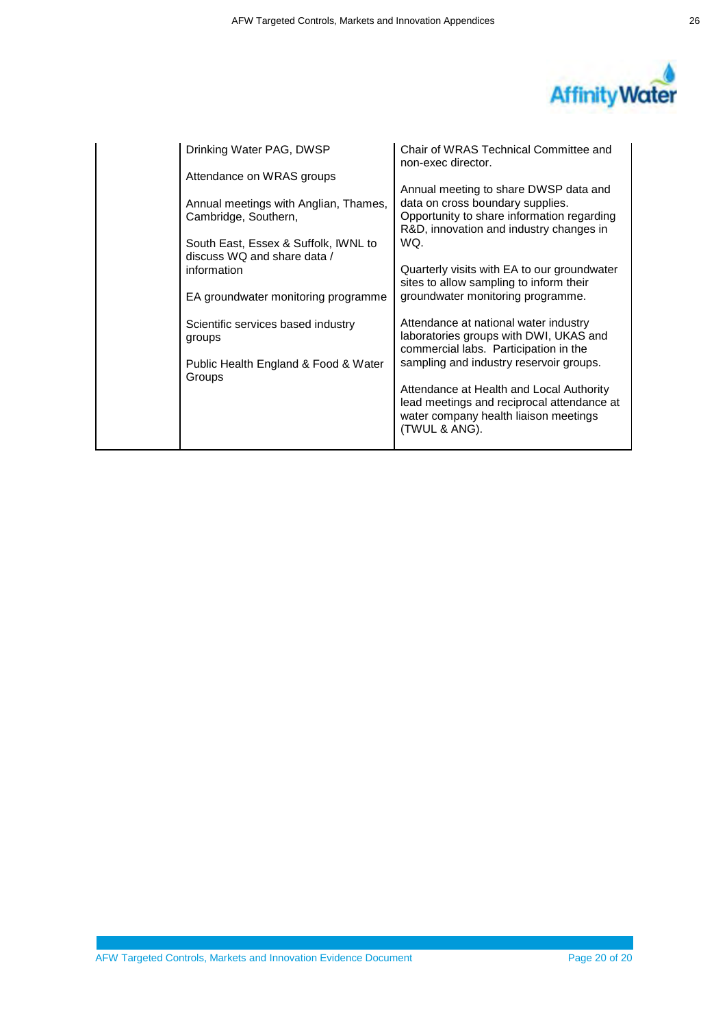| | | |
|---|---|---|
| | Drinking Water PAG, DWSP<br><br>Attendance on WRAS groups<br><br>Annual meetings with Anglian, Thames, Cambridge, Southern,<br><br>South East, Essex & Suffolk, IWNL to discuss WQ and share data / information<br><br>EA groundwater monitoring programme<br><br>Scientific services based industry groups<br><br>Public Health England & Food & Water Groups | Chair of WRAS Technical Committee and non-exec director.<br><br>Annual meeting to share DWSP data and data on cross boundary supplies. Opportunity to share information regarding R&D, innovation and industry changes in WQ.<br><br>Quarterly visits with EA to our groundwater sites to allow sampling to inform their groundwater monitoring programme.<br><br>Attendance at national water industry laboratories groups with DWI, UKAS and commercial labs. Participation in the sampling and industry reservoir groups.<br><br>Attendance at Health and Local Authority lead meetings and reciprocal attendance at water company health liaison meetings (TWUL & ANG). |